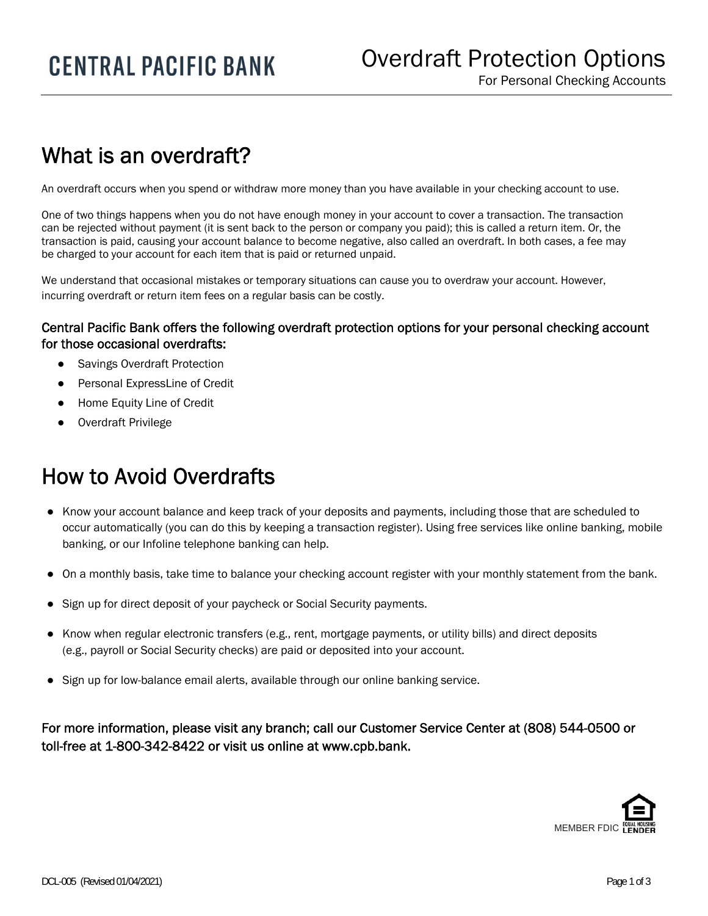**CENTRAL PACIFIC BANK**

# Overdraft Protection Options

For Personal Checking Accounts

## What is an overdraft?

An overdraft occurs when you spend or withdraw more money than you have available in your checking account to use.

One of two things happens when you do not have enough money in your account to cover a transaction. The transaction can be rejected without payment (it is sent back to the person or company you paid); this is called a return item. Or, the transaction is paid, causing your account balance to become negative, also called an overdraft. In both cases, a fee may be charged to your account for each item that is paid or returned unpaid.

We understand that occasional mistakes or temporary situations can cause you to overdraw your account. However, incurring overdraft or return item fees on a regular basis can be costly.

### Central Pacific Bank offers the following overdraft protection options for your personal checking account for those occasional overdrafts:

- Savings Overdraft Protection
- Personal ExpressLine of Credit
- Home Equity Line of Credit
- Overdraft Privilege

## How to Avoid Overdrafts

- Know your account balance and keep track of your deposits and payments, including those that are scheduled to occur automatically (you can do this by keeping a transaction register). Using free services like online banking, mobile banking, or our Infoline telephone banking can help.
- On a monthly basis, take time to balance your checking account register with your monthly statement from the bank.
- Sign up for direct deposit of your paycheck or Social Security payments.
- Know when regular electronic transfers (e.g., rent, mortgage payments, or utility bills) and direct deposits (e.g., payroll or Social Security checks) are paid or deposited into your account.
- Sign up for low-balance email alerts, available through our online banking service.

### For more information, please visit any branch; call our Customer Service Center at (808) 544-0500 or toll-free at 1-800-342-8422 or visit us online at www.cpb.bank.

MEMBER FDIC EQUAL HOUSING LENDER

DCL-005 (Revised 01/04/2021)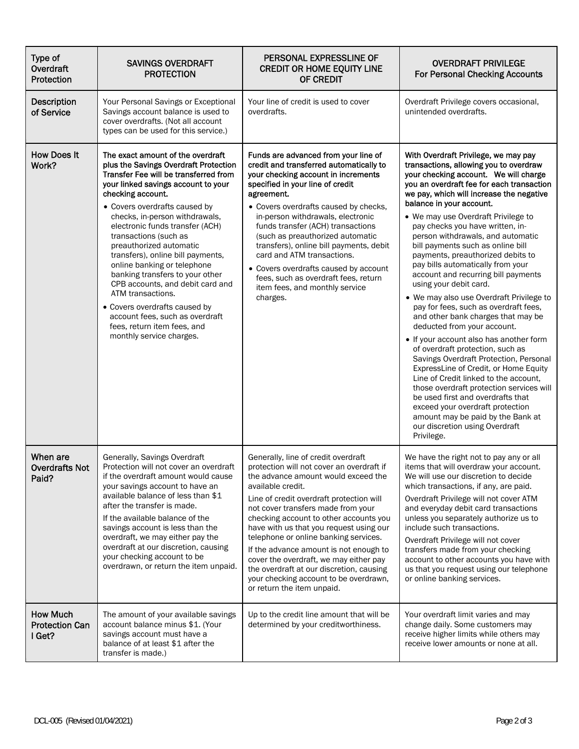| Type of Overdraft Protection | SAVINGS OVERDRAFT PROTECTION | PERSONAL EXPRESSLINE OF CREDIT OR HOME EQUITY LINE OF CREDIT | OVERDRAFT PRIVILEGE For Personal Checking Accounts |
|---|---|---|---|
| Description of Service | Your Personal Savings or Exceptional Savings account balance is used to cover overdrafts. (Not all account types can be used for this service.) | Your line of credit is used to cover overdrafts. | Overdraft Privilege covers occasional, unintended overdrafts. |
| How Does It Work? | **The exact amount of the overdraft plus the Savings Overdraft Protection Transfer Fee will be transferred from your linked savings account to your checking account.**<br>• Covers overdrafts caused by checks, in-person withdrawals, electronic funds transfer (ACH) transactions (such as preauthorized automatic transfers), online bill payments, online banking or telephone banking transfers to your other CPB accounts, and debit card and ATM transactions.<br>• Covers overdrafts caused by account fees, such as overdraft fees, return item fees, and monthly service charges. | **Funds are advanced from your line of credit and transferred automatically to your checking account in increments specified in your line of credit agreement.**<br>• Covers overdrafts caused by checks, in-person withdrawals, electronic funds transfer (ACH) transactions (such as preauthorized automatic transfers), online bill payments, debit card and ATM transactions.<br>• Covers overdrafts caused by account fees, such as overdraft fees, return item fees, and monthly service charges. | **With Overdraft Privilege, we may pay transactions, allowing you to overdraw your checking account. We will charge you an overdraft fee for each transaction we pay, which will increase the negative balance in your account.**<br>• We may use Overdraft Privilege to pay checks you have written, in-person withdrawals, and automatic bill payments such as online bill payments, preauthorized debits to pay bills automatically from your account and recurring bill payments using your debit card.<br>• We may also use Overdraft Privilege to pay for fees, such as overdraft fees, and other bank charges that may be deducted from your account.<br>• If your account also has another form of overdraft protection, such as Savings Overdraft Protection, Personal ExpressLine of Credit, or Home Equity Line of Credit linked to the account, those overdraft protection services will be used first and overdrafts that exceed your overdraft protection amount may be paid by the Bank at our discretion using Overdraft Privilege. |
| When are Overdrafts Not Paid? | Generally, Savings Overdraft Protection will not cover an overdraft if the overdraft amount would cause your savings account to have an available balance of less than $1 after the transfer is made.<br>If the available balance of the savings account is less than the overdraft, we may either pay the overdraft at our discretion, causing your checking account to be overdrawn, or return the item unpaid. | Generally, line of credit overdraft protection will not cover an overdraft if the advance amount would exceed the available credit.<br>Line of credit overdraft protection will not cover transfers made from your checking account to other accounts you have with us that you request using our telephone or online banking services.<br>If the advance amount is not enough to cover the overdraft, we may either pay the overdraft at our discretion, causing your checking account to be overdrawn, or return the item unpaid. | We have the right not to pay any or all items that will overdraw your account. We will use our discretion to decide which transactions, if any, are paid.<br>Overdraft Privilege will not cover ATM and everyday debit card transactions unless you separately authorize us to include such transactions.<br>Overdraft Privilege will not cover transfers made from your checking account to other accounts you have with us that you request using our telephone or online banking services. |
| How Much Protection Can I Get? | The amount of your available savings account balance minus $1. (Your savings account must have a balance of at least $1 after the transfer is made.) | Up to the credit line amount that will be determined by your creditworthiness. | Your overdraft limit varies and may change daily. Some customers may receive higher limits while others may receive lower amounts or none at all. |

DCL-005 (Revised 01/04/2021)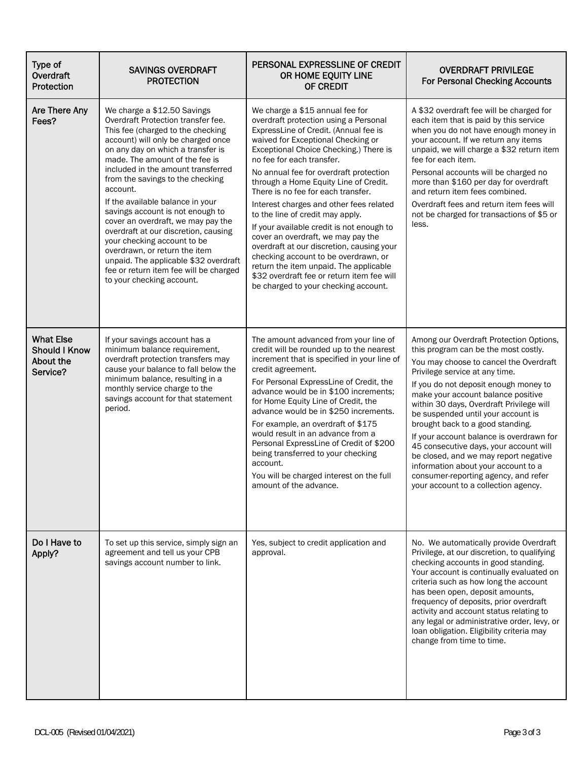| Type of Overdraft Protection | SAVINGS OVERDRAFT PROTECTION | PERSONAL EXPRESSLINE OF CREDIT OR HOME EQUITY LINE OF CREDIT | OVERDRAFT PRIVILEGE For Personal Checking Accounts |
|---|---|---|---|
| Are There Any Fees? | We charge a $12.50 Savings Overdraft Protection transfer fee. This fee (charged to the checking account) will only be charged once on any day on which a transfer is made. The amount of the fee is included in the amount transferred from the savings to the checking account.<br><br>If the available balance in your savings account is not enough to cover an overdraft, we may pay the overdraft at our discretion, causing your checking account to be overdrawn, or return the item unpaid. The applicable $32 overdraft fee or return item fee will be charged to your checking account. | We charge a $15 annual fee for overdraft protection using a Personal ExpressLine of Credit. (Annual fee is waived for Exceptional Checking or Exceptional Choice Checking.) There is no fee for each transfer.<br><br>No annual fee for overdraft protection through a Home Equity Line of Credit. There is no fee for each transfer.<br><br>Interest charges and other fees related to the line of credit may apply.<br><br>If your available credit is not enough to cover an overdraft, we may pay the overdraft at our discretion, causing your checking account to be overdrawn, or return the item unpaid. The applicable $32 overdraft fee or return item fee will be charged to your checking account. | A $32 overdraft fee will be charged for each item that is paid by this service when you do not have enough money in your account. If we return any items unpaid, we will charge a $32 return item fee for each item.<br><br>Personal accounts will be charged no more than $160 per day for overdraft and return item fees combined.<br><br>Overdraft fees and return item fees will not be charged for transactions of $5 or less. |
| What Else Should I Know About the Service? | If your savings account has a minimum balance requirement, overdraft protection transfers may cause your balance to fall below the minimum balance, resulting in a monthly service charge to the savings account for that statement period. | The amount advanced from your line of credit will be rounded up to the nearest increment that is specified in your line of credit agreement.<br><br>For Personal ExpressLine of Credit, the advance would be in $100 increments; for Home Equity Line of Credit, the advance would be in $250 increments.<br><br>For example, an overdraft of $175 would result in an advance from a Personal ExpressLine of Credit of $200 being transferred to your checking account.<br><br>You will be charged interest on the full amount of the advance. | Among our Overdraft Protection Options, this program can be the most costly.<br><br>You may choose to cancel the Overdraft Privilege service at any time.<br><br>If you do not deposit enough money to make your account balance positive within 30 days, Overdraft Privilege will be suspended until your account is brought back to a good standing.<br><br>If your account balance is overdrawn for 45 consecutive days, your account will be closed, and we may report negative information about your account to a consumer-reporting agency, and refer your account to a collection agency. |
| Do I Have to Apply? | To set up this service, simply sign an agreement and tell us your CPB savings account number to link. | Yes, subject to credit application and approval. | No. We automatically provide Overdraft Privilege, at our discretion, to qualifying checking accounts in good standing. Your account is continually evaluated on criteria such as how long the account has been open, deposit amounts, frequency of deposits, prior overdraft activity and account status relating to any legal or administrative order, levy, or loan obligation. Eligibility criteria may change from time to time. |

DCL-005 (Revised 01/04/2021)